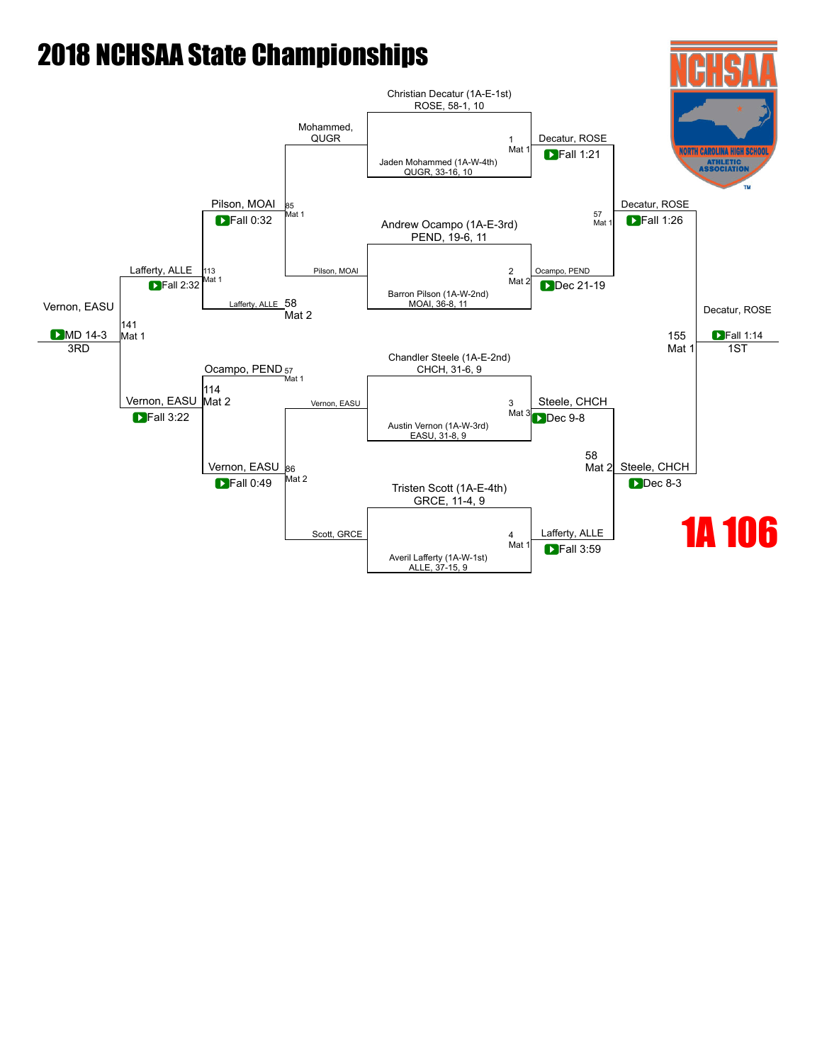# 2018 NCHSAA State Championships

## 1A 106

### Championship Bracket

| Match | Bout # | Mat | Wrestler A | Wrestler B | Winner | Result |
|---|---|---|---|---|---|---|
| 1 | 1 | Mat 1 | Christian Decatur (1A-E-1st) ROSE, 58-1, 10 | Jaden Mohammed (1A-W-4th) QUGR, 33-16, 10 | Decatur, ROSE | Fall 1:21 |
| 2 | 2 | Mat 2 | Andrew Ocampo (1A-E-3rd) PEND, 19-6, 11 | Barron Pilson (1A-W-2nd) MOAI, 36-8, 11 | Ocampo, PEND | Dec 21-19 |
| 3 | 3 | Mat 3 | Chandler Steele (1A-E-2nd) CHCH, 31-6, 9 | Austin Vernon (1A-W-3rd) EASU, 31-8, 9 | Steele, CHCH | Dec 9-8 |
| 4 | 4 | Mat 1 | Tristen Scott (1A-E-4th) GRCE, 11-4, 9 | Averil Lafferty (1A-W-1st) ALLE, 37-15, 9 | Lafferty, ALLE | Fall 3:59 |
| Semifinal | 57 | Mat 1 | Decatur, ROSE | Ocampo, PEND | Decatur, ROSE | Fall 1:26 |
| Semifinal | 58 | Mat 2 | Steele, CHCH | Lafferty, ALLE | Steele, CHCH | Dec 8-3 |
| Final (1ST) | 155 | Mat 1 | Decatur, ROSE | Steele, CHCH | Decatur, ROSE | Fall 1:14 |

### Consolation Bracket

| Bout # | Mat | Wrestler A | Wrestler B | Winner | Result |
|---|---|---|---|---|---|
| 85 | Mat 1 | Mohammed, QUGR | Pilson, MOAI | Pilson, MOAI | Fall 0:32 |
| 86 | Mat 2 | Vernon, EASU | Scott, GRCE | Vernon, EASU | Fall 0:49 |
| 113 | Mat 1 | Pilson, MOAI | Lafferty, ALLE (58, Mat 2) | Lafferty, ALLE | Fall 2:32 |
| 114 | Mat 2 | Ocampo, PEND (57, Mat 1) | Vernon, EASU | Vernon, EASU | Fall 3:22 |
| 141 (3RD) | Mat 1 | Lafferty, ALLE | Vernon, EASU | Vernon, EASU | MD 14-3 |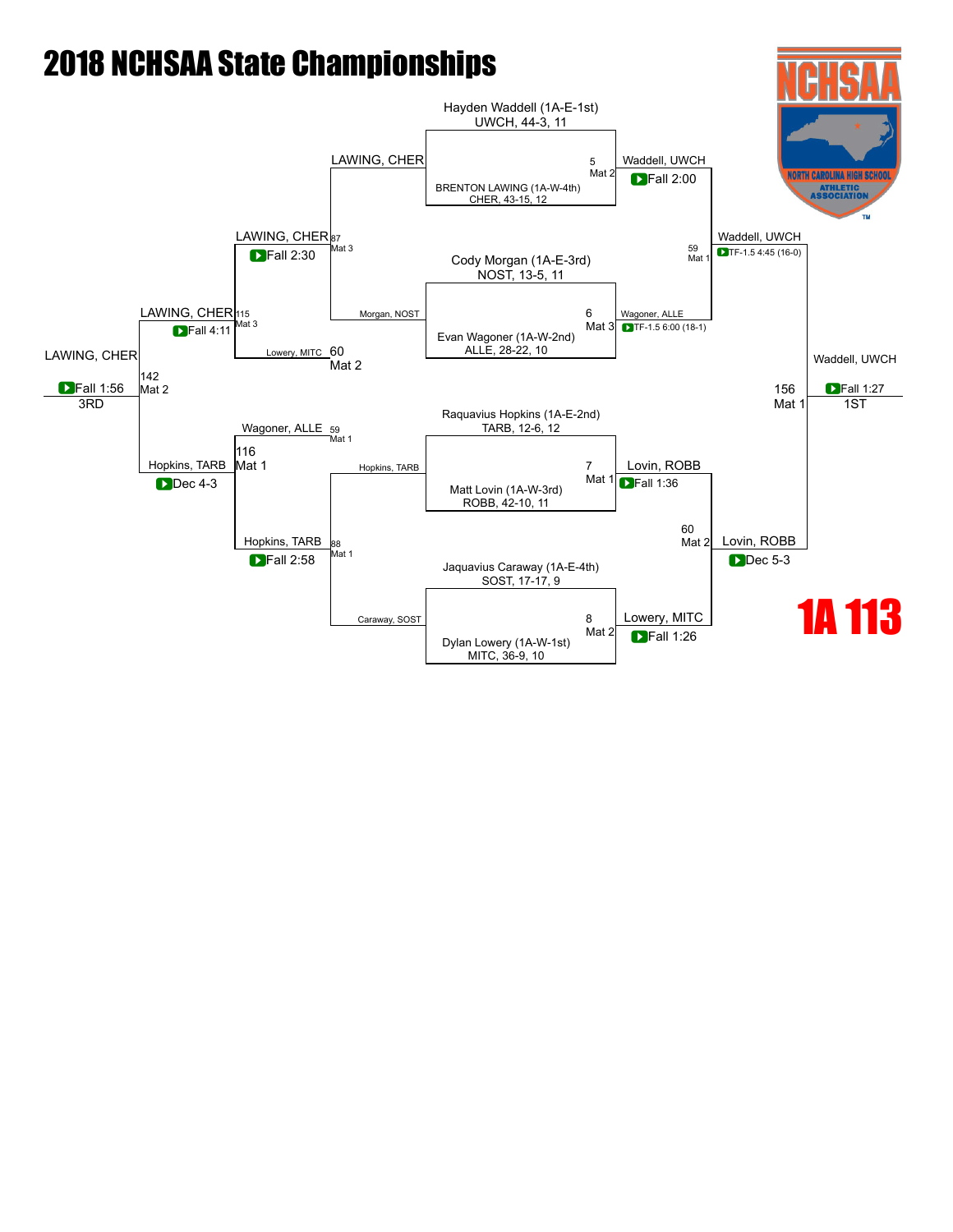# 2018 NCHSAA State Championships

## 1A 113

### Championship Bracket

**Match 5 (Mat 2):** Hayden Waddell (1A-E-1st) UWCH, 44-3, 11 vs. BRENTON LAWING (1A-W-4th) CHER, 43-15, 12
Winner: Waddell, UWCH — Fall 2:00

**Match 6 (Mat 3):** Cody Morgan (1A-E-3rd) NOST, 13-5, 11 vs. Evan Wagoner (1A-W-2nd) ALLE, 28-22, 10
Winner: Wagoner, ALLE — TF-1.5 6:00 (18-1)

**Match 7 (Mat 1):** Raquavius Hopkins (1A-E-2nd) TARB, 12-6, 12 vs. Matt Lovin (1A-W-3rd) ROBB, 42-10, 11
Winner: Lovin, ROBB — Fall 1:36

**Match 8 (Mat 2):** Jaquavius Caraway (1A-E-4th) SOST, 17-17, 9 vs. Dylan Lowery (1A-W-1st) MITC, 36-9, 10
Winner: Lowery, MITC — Fall 1:26

**Match 59 (Mat 1):** Waddell, UWCH vs. Wagoner, ALLE
Winner: Waddell, UWCH — TF-1.5 4:45 (16-0)

**Match 60 (Mat 2):** Lovin, ROBB vs. Lowery, MITC
Winner: Lovin, ROBB — Dec 5-3

**Match 156 (Mat 1):** Waddell, UWCH vs. Lovin, ROBB
Winner: Waddell, UWCH — Fall 1:27 — **1ST**

### Consolation Bracket

**Match 87 (Mat 3):** LAWING, CHER vs. Morgan, NOST
Winner: LAWING, CHER — Fall 2:30

**Match 88 (Mat 1):** Hopkins, TARB vs. Caraway, SOST
Winner: Hopkins, TARB — Fall 2:58

**Match 115 (Mat 3):** LAWING, CHER vs. Lowery, MITC (60, Mat 2)
Winner: LAWING, CHER — Fall 4:11

**Match 116 (Mat 1):** Wagoner, ALLE (59, Mat 1) vs. Hopkins, TARB
Winner: Hopkins, TARB — Dec 4-3

**Match 142 (Mat 2):** LAWING, CHER vs. Hopkins, TARB
Winner: LAWING, CHER — Fall 1:56 — **3RD**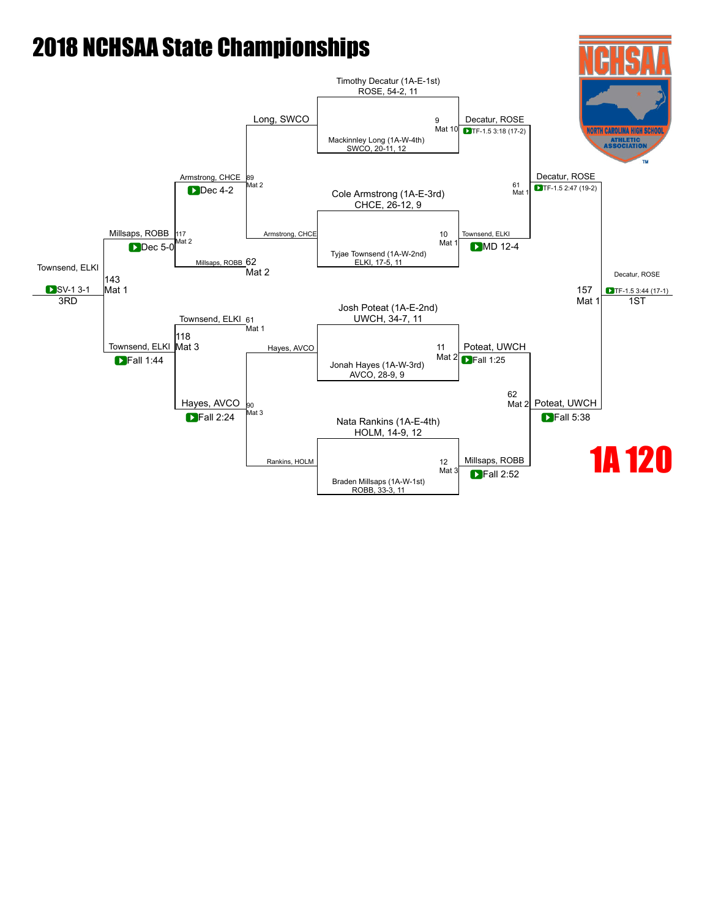# 2018 NCHSAA State Championships

## 1A 120

### Championship Bracket

**Match 9 (Mat 10):** Timothy Decatur (1A-E-1st) ROSE, 54-2, 11 vs. Mackinnley Long (1A-W-4th) SWCO, 20-11, 12 — Winner: Decatur, ROSE (TF-1.5 3:18 (17-2))

**Match 10 (Mat 1):** Cole Armstrong (1A-E-3rd) CHCE, 26-12, 9 vs. Tyjae Townsend (1A-W-2nd) ELKI, 17-5, 11 — Winner: Townsend, ELKI (MD 12-4)

**Match 11 (Mat 2):** Josh Poteat (1A-E-2nd) UWCH, 34-7, 11 vs. Jonah Hayes (1A-W-3rd) AVCO, 28-9, 9 — Winner: Poteat, UWCH (Fall 1:25)

**Match 12 (Mat 3):** Nata Rankins (1A-E-4th) HOLM, 14-9, 12 vs. Braden Millsaps (1A-W-1st) ROBB, 33-3, 11 — Winner: Millsaps, ROBB (Fall 2:52)

**Match 61 (Mat 1):** Decatur, ROSE vs. Townsend, ELKI — Winner: Decatur, ROSE (TF-1.5 2:47 (19-2))

**Match 62 (Mat 2):** Poteat, UWCH vs. Millsaps, ROBB — Winner: Poteat, UWCH (Fall 5:38)

**Match 157 (Mat 1) — 1ST:** Decatur, ROSE vs. Poteat, UWCH — Winner: Decatur, ROSE (TF-1.5 3:44 (17-1))

### Consolation Bracket

**Match 89 (Mat 2):** Long, SWCO vs. Armstrong, CHCE — Winner: Armstrong, CHCE (Dec 4-2)

**Match 90 (Mat 3):** Hayes, AVCO vs. Rankins, HOLM — Winner: Hayes, AVCO (Fall 2:24)

**Match 117 (Mat 2):** Armstrong, CHCE vs. Millsaps, ROBB (62, Mat 2) — Winner: Millsaps, ROBB (Dec 5-0)

**Match 118 (Mat 3):** Townsend, ELKI (61, Mat 1) vs. Hayes, AVCO — Winner: Townsend, ELKI (Fall 1:44)

**Match 143 (Mat 1) — 3RD:** Millsaps, ROBB vs. Townsend, ELKI — Winner: Townsend, ELKI (SV-1 3-1)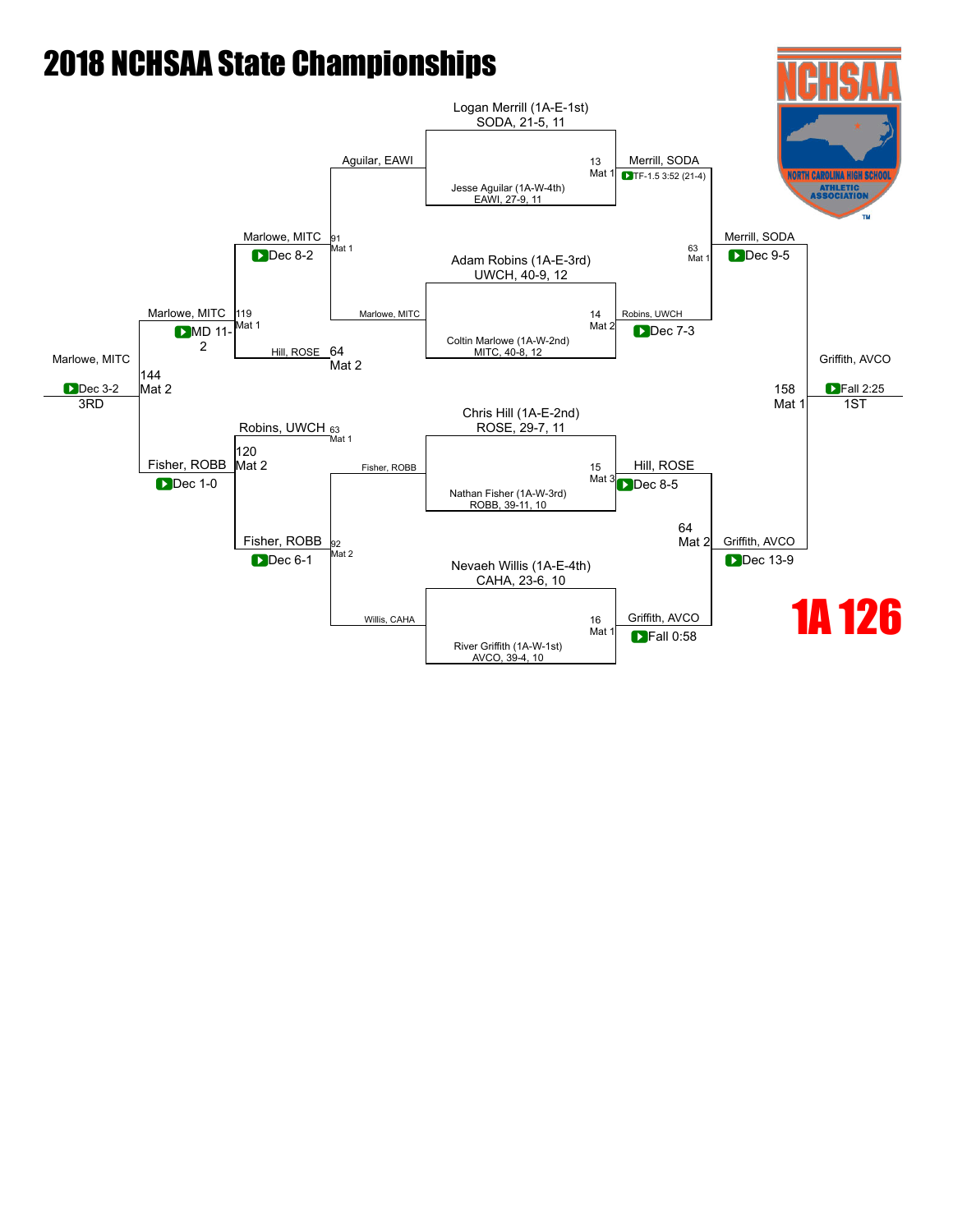# 2018 NCHSAA State Championships

## 1A 126

### Championship Bracket

**Bout 13 (Mat 1)**
- Logan Merrill (1A-E-1st) SODA, 21-5, 11
- Jesse Aguilar (1A-W-4th) EAWI, 27-9, 11
- Winner: Merrill, SODA — TF-1.5 3:52 (21-4)

**Bout 14 (Mat 2)**
- Adam Robins (1A-E-3rd) UWCH, 40-9, 12
- Coltin Marlowe (1A-W-2nd) MITC, 40-8, 12
- Winner: Robins, UWCH — Dec 7-3

**Bout 15 (Mat 3)**
- Chris Hill (1A-E-2nd) ROSE, 29-7, 11
- Nathan Fisher (1A-W-3rd) ROBB, 39-11, 10
- Winner: Hill, ROSE — Dec 8-5

**Bout 16 (Mat 1)**
- Nevaeh Willis (1A-E-4th) CAHA, 23-6, 10
- River Griffith (1A-W-1st) AVCO, 39-4, 10
- Winner: Griffith, AVCO — Fall 0:58

**Bout 63 (Mat 1)**
- Merrill, SODA vs. Robins, UWCH
- Winner: Merrill, SODA — Dec 9-5

**Bout 64 (Mat 2)**
- Hill, ROSE vs. Griffith, AVCO
- Winner: Griffith, AVCO — Dec 13-9

**Bout 158 (Mat 1) — 1ST**
- Merrill, SODA vs. Griffith, AVCO
- Winner: Griffith, AVCO — Fall 2:25

### Consolation Bracket

**Bout 91 (Mat 1)**
- Aguilar, EAWI vs. Marlowe, MITC
- Winner: Marlowe, MITC — Dec 8-2

**Bout 92 (Mat 2)**
- Fisher, ROBB vs. Willis, CAHA
- Winner: Fisher, ROBB — Dec 6-1

**Bout 119 (Mat 1)**
- Marlowe, MITC vs. Hill, ROSE
- Winner: Marlowe, MITC — MD 11-2

**Bout 120 (Mat 2)**
- Robins, UWCH vs. Fisher, ROBB
- Winner: Fisher, ROBB — Dec 1-0

**Bout 144 (Mat 2) — 3RD**
- Marlowe, MITC vs. Fisher, ROBB
- Winner: Marlowe, MITC — Dec 3-2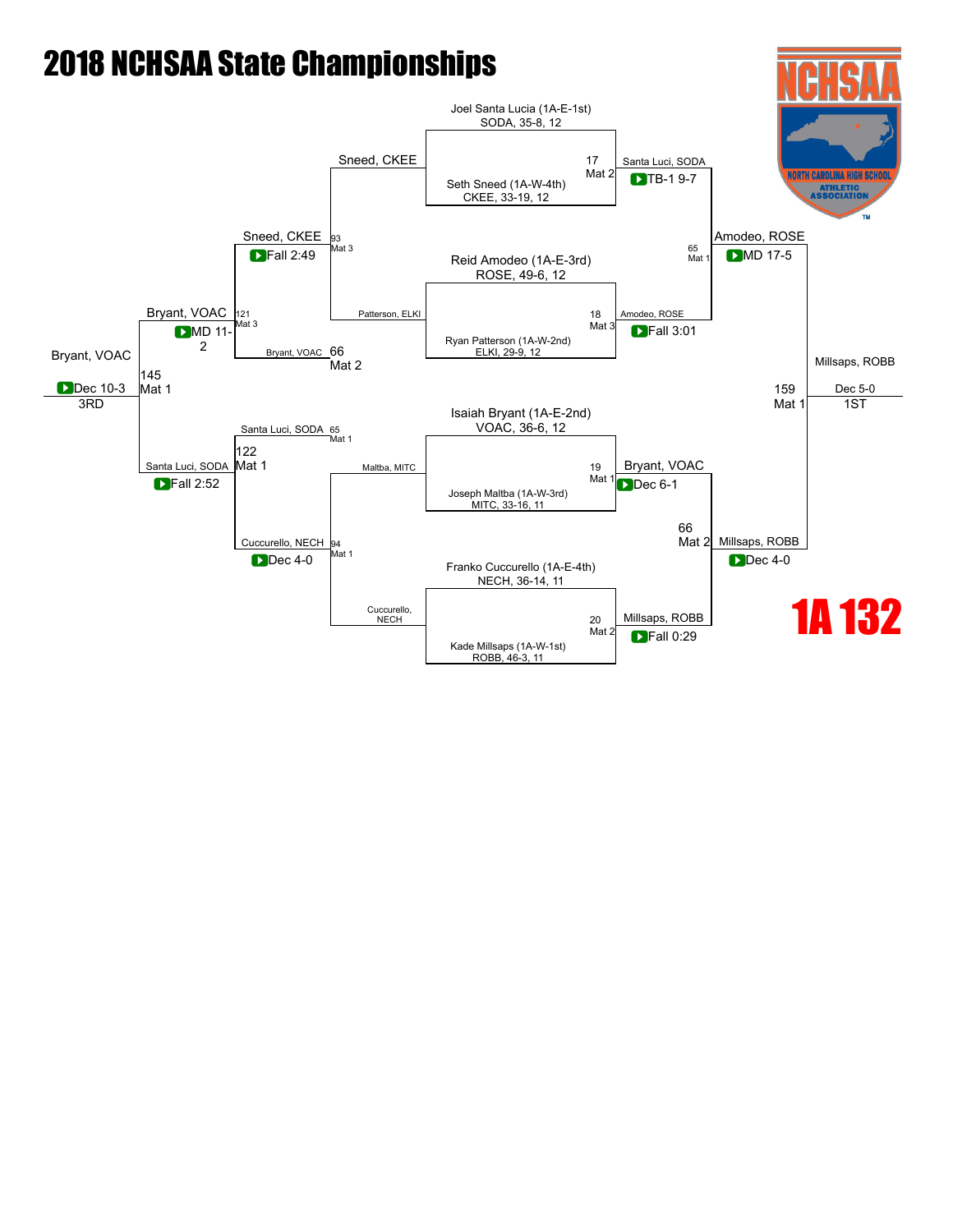# 2018 NCHSAA State Championships

## 1A 132

### Championship Bracket

**Quarterfinals**

- Match 17 (Mat 2): Joel Santa Lucia (1A-E-1st), SODA, 35-8, 12 vs. Seth Sneed (1A-W-4th), CKEE, 33-19, 12 — Winner: Santa Luci, SODA (TB-1 9-7)
- Match 18 (Mat 3): Reid Amodeo (1A-E-3rd), ROSE, 49-6, 12 vs. Ryan Patterson (1A-W-2nd), ELKI, 29-9, 12 — Winner: Amodeo, ROSE (Fall 3:01)
- Match 19 (Mat 1): Isaiah Bryant (1A-E-2nd), VOAC, 36-6, 12 vs. Joseph Maltba (1A-W-3rd), MITC, 33-16, 11 — Winner: Bryant, VOAC (Dec 6-1)
- Match 20 (Mat 2): Franko Cuccurello (1A-E-4th), NECH, 36-14, 11 vs. Kade Millsaps (1A-W-1st), ROBB, 46-3, 11 — Winner: Millsaps, ROBB (Fall 0:29)

**Semifinals**

- Match 65 (Mat 1): Santa Luci, SODA vs. Amodeo, ROSE — Winner: Amodeo, ROSE (MD 17-5)
- Match 66 (Mat 2): Bryant, VOAC vs. Millsaps, ROBB — Winner: Millsaps, ROBB (Dec 4-0)

**Final**

- Match 159 (Mat 1): Amodeo, ROSE vs. Millsaps, ROBB — Winner: Millsaps, ROBB (Dec 5-0) — 1ST

### Consolation Bracket

**Consolation Round 1**

- Match 93 (Mat 3): Sneed, CKEE vs. Patterson, ELKI — Winner: Sneed, CKEE (Fall 2:49)
- Match 94 (Mat 1): Maltba, MITC vs. Cuccurello, NECH — Winner: Cuccurello, NECH (Dec 4-0)

**Consolation Round 2**

- Match 121 (Mat 3): Sneed, CKEE vs. Bryant, VOAC (66 Mat 2) — Winner: Bryant, VOAC (MD 11-2)
- Match 122 (Mat 1): Santa Luci, SODA (65 Mat 1) vs. Cuccurello, NECH — Winner: Santa Luci, SODA (Fall 2:52)

**3rd Place**

- Match 145 (Mat 1): Bryant, VOAC vs. Santa Luci, SODA — Winner: Bryant, VOAC (Dec 10-3) — 3RD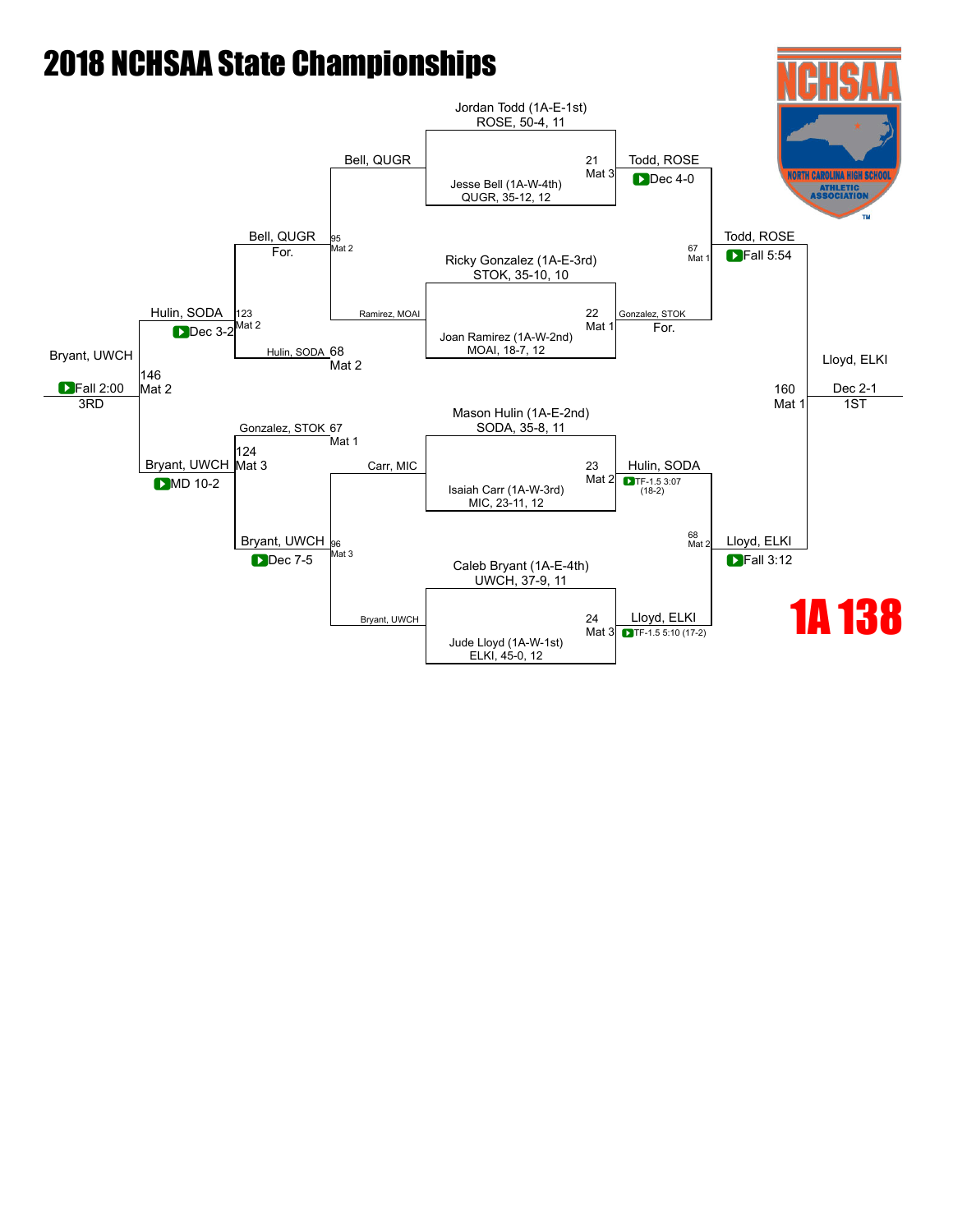# 2018 NCHSAA State Championships

## 1A 138

### Championship Bracket

**Match 21 (Mat 3):** Jordan Todd (1A-E-1st) ROSE, 50-4, 11 vs. Jesse Bell (1A-W-4th) QUGR, 35-12, 12 — Winner: Todd, ROSE (Dec 4-0)

**Match 22 (Mat 1):** Ricky Gonzalez (1A-E-3rd) STOK, 35-10, 10 vs. Joan Ramirez (1A-W-2nd) MOAI, 18-7, 12 — Winner: Gonzalez, STOK (For.)

**Match 23 (Mat 2):** Mason Hulin (1A-E-2nd) SODA, 35-8, 11 vs. Isaiah Carr (1A-W-3rd) MIC, 23-11, 12 — Winner: Hulin, SODA (TF-1.5 3:07 (18-2))

**Match 24 (Mat 3):** Caleb Bryant (1A-E-4th) UWCH, 37-9, 11 vs. Jude Lloyd (1A-W-1st) ELKI, 45-0, 12 — Winner: Lloyd, ELKI (TF-1.5 5:10 (17-2))

**Match 67 (Mat 1):** Todd, ROSE vs. Gonzalez, STOK — Winner: Todd, ROSE (Fall 5:54)

**Match 68 (Mat 2):** Hulin, SODA vs. Lloyd, ELKI — Winner: Lloyd, ELKI (Fall 3:12)

**Match 160 (Mat 1) — Final:** Todd, ROSE vs. Lloyd, ELKI — Winner: Lloyd, ELKI (Dec 2-1) — 1ST

### Consolation Bracket

**Match 95 (Mat 2):** Bell, QUGR vs. Ramirez, MOAI — Winner: Bell, QUGR (For.)

**Match 96 (Mat 3):** Carr, MIC vs. Bryant, UWCH — Winner: Bryant, UWCH (Dec 7-5)

**Match 123 (Mat 2):** Bell, QUGR vs. Hulin, SODA (68, Mat 2) — Winner: Hulin, SODA (Dec 3-2)

**Match 124 (Mat 3):** Gonzalez, STOK (67, Mat 1) vs. Bryant, UWCH — Winner: Bryant, UWCH (MD 10-2)

**Match 146 (Mat 2) — 3rd Place:** Hulin, SODA vs. Bryant, UWCH — Winner: Bryant, UWCH (Fall 2:00) — 3RD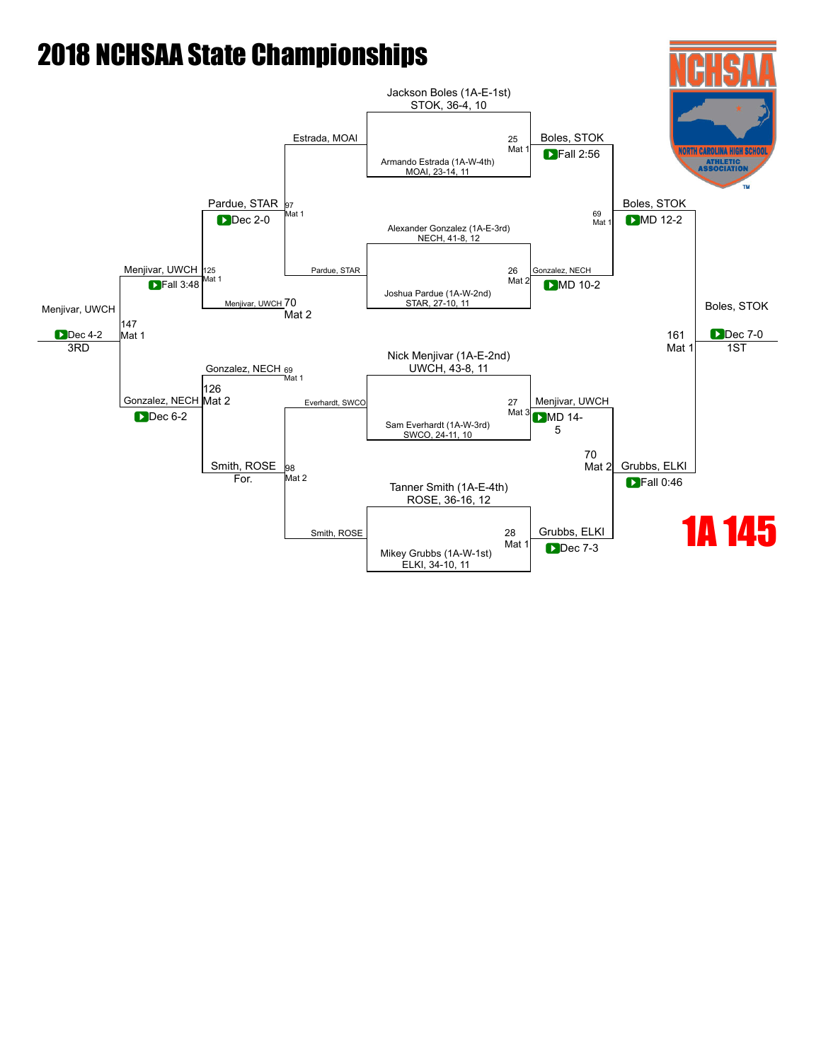# 2018 NCHSAA State Championships

## 1A 145

### Championship Bracket

**Semifinals (Quarterfinal bouts)**

- Match 25 (Mat 1): Jackson Boles (1A-E-1st) STOK, 36-4, 10 vs. Armando Estrada (1A-W-4th) MOAI, 23-14, 11 — Winner: Boles, STOK (Fall 2:56)
- Match 26 (Mat 2): Alexander Gonzalez (1A-E-3rd) NECH, 41-8, 12 vs. Joshua Pardue (1A-W-2nd) STAR, 27-10, 11 — Winner: Gonzalez, NECH (MD 10-2)
- Match 27 (Mat 3): Nick Menjivar (1A-E-2nd) UWCH, 43-8, 11 vs. Sam Everhardt (1A-W-3rd) SWCO, 24-11, 10 — Winner: Menjivar, UWCH (MD 14-5)
- Match 28 (Mat 1): Tanner Smith (1A-E-4th) ROSE, 36-16, 12 vs. Mikey Grubbs (1A-W-1st) ELKI, 34-10, 11 — Winner: Grubbs, ELKI (Dec 7-3)

**Semifinals**

- Match 69 (Mat 1): Boles, STOK vs. Gonzalez, NECH — Winner: Boles, STOK (MD 12-2)
- Match 70 (Mat 2): Menjivar, UWCH vs. Grubbs, ELKI — Winner: Grubbs, ELKI (Fall 0:46)

**Final**

- Match 161 (Mat 1): Boles, STOK vs. Grubbs, ELKI — Winner: Boles, STOK (Dec 7-0) — **1ST**

### Consolation Bracket

- Match 97 (Mat 1): Estrada, MOAI vs. Pardue, STAR — Winner: Pardue, STAR (Dec 2-0)
- Match 98 (Mat 2): Everhardt, SWCO vs. Smith, ROSE — Winner: Smith, ROSE (For.)
- Match 125 (Mat 1): Pardue, STAR vs. Menjivar, UWCH (from Match 70) — Winner: Menjivar, UWCH (Fall 3:48)
- Match 126 (Mat 2): Gonzalez, NECH (from Match 69) vs. Smith, ROSE — Winner: Gonzalez, NECH (Dec 6-2)
- Match 147 (Mat 1): Menjivar, UWCH vs. Gonzalez, NECH — Winner: Menjivar, UWCH (Dec 4-2) — **3RD**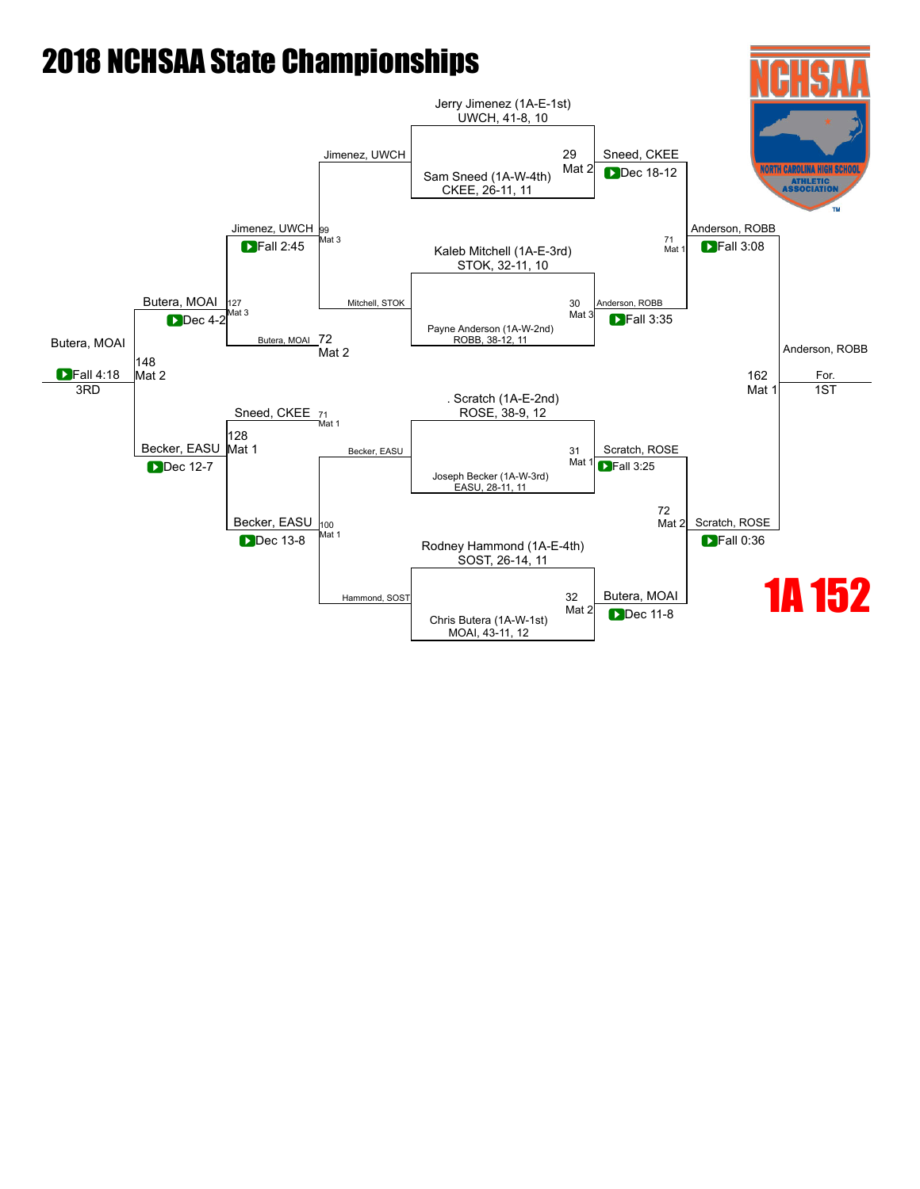# 2018 NCHSAA State Championships

## 1A 152

### Championship Bracket

**Quarterfinals**

- Jerry Jimenez (1A-E-1st) UWCH, 41-8, 10 vs. Sam Sneed (1A-W-4th) CKEE, 26-11, 11 — Match 29, Mat 2 — Winner: Sneed, CKEE (Dec 18-12)
- Kaleb Mitchell (1A-E-3rd) STOK, 32-11, 10 vs. Payne Anderson (1A-W-2nd) ROBB, 38-12, 11 — Match 30, Mat 3 — Winner: Anderson, ROBB (Fall 3:35)
- . Scratch (1A-E-2nd) ROSE, 38-9, 12 vs. Joseph Becker (1A-W-3rd) EASU, 28-11, 11 — Match 31, Mat 1 — Winner: Scratch, ROSE (Fall 3:25)
- Rodney Hammond (1A-E-4th) SOST, 26-14, 11 vs. Chris Butera (1A-W-1st) MOAI, 43-11, 12 — Match 32, Mat 2 — Winner: Butera, MOAI (Dec 11-8)

**Semifinals**

- Sneed, CKEE vs. Anderson, ROBB — Match 71, Mat 1 — Winner: Anderson, ROBB (Fall 3:08)
- Scratch, ROSE vs. Butera, MOAI — Match 72, Mat 2 — Winner: Scratch, ROSE (Fall 0:36)

**Final**

- Anderson, ROBB vs. Scratch, ROSE — Match 162, Mat 1 — Winner: Anderson, ROBB (For.) — 1ST

### Consolation Bracket

**Consolation Round 1**

- Jimenez, UWCH vs. Mitchell, STOK — Match 99, Mat 3 — Winner: Jimenez, UWCH (Fall 2:45)
- Becker, EASU vs. Hammond, SOST — Match 100, Mat 1 — Winner: Becker, EASU (Dec 13-8)

**Consolation Round 2**

- Jimenez, UWCH vs. Butera, MOAI — Match 127, Mat 3 — Winner: Butera, MOAI (Dec 4-2)
- Sneed, CKEE vs. Becker, EASU — Match 128, Mat 1 — Winner: Becker, EASU (Dec 12-7)

**3rd Place**

- Butera, MOAI vs. Becker, EASU — Match 148, Mat 2 — Winner: Butera, MOAI (Fall 4:18) — 3RD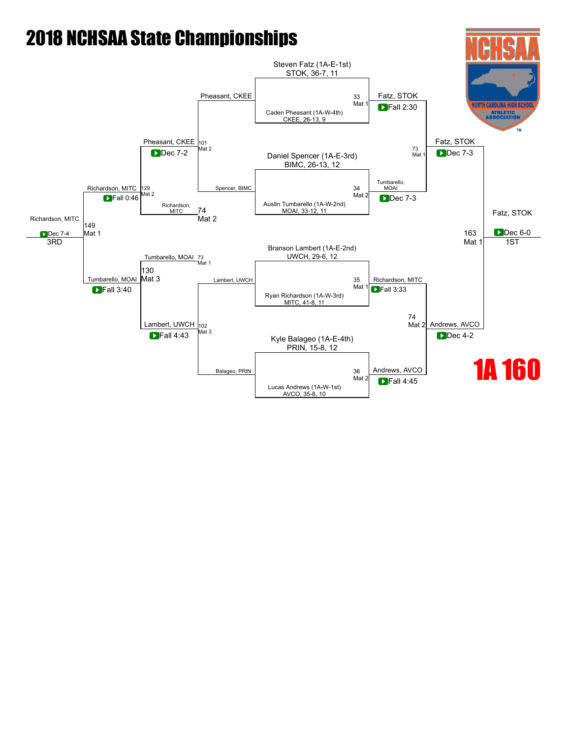# 2018 NCHSAA State Championships

## 1A 160

### Championship Bracket

**Quarterfinals**

- Steven Fatz (1A-E-1st), STOK, 36-7, 11 vs. Caden Pheasant (1A-W-4th), CKEE, 26-13, 9 — Bout 33, Mat 1 — Winner: Fatz, STOK — Fall 2:30
- Daniel Spencer (1A-E-3rd), BIMC, 26-13, 12 vs. Austin Tumbarello (1A-W-2nd), MOAI, 33-12, 11 — Bout 34, Mat 2 — Winner: Tumbarello, MOAI — Dec 7-3
- Branson Lambert (1A-E-2nd), UWCH, 29-6, 12 vs. Ryan Richardson (1A-W-3rd), MITC, 41-8, 11 — Bout 35, Mat 1 — Winner: Richardson, MITC — Fall 3:33
- Kyle Balageo (1A-E-4th), PRIN, 15-8, 12 vs. Lucas Andrews (1A-W-1st), AVCO, 35-8, 10 — Bout 36, Mat 2 — Winner: Andrews, AVCO — Fall 4:45

**Semifinals**

- Fatz, STOK vs. Tumbarello, MOAI — Bout 73, Mat 1 — Winner: Fatz, STOK — Dec 7-3
- Richardson, MITC vs. Andrews, AVCO — Bout 74, Mat 2 — Winner: Andrews, AVCO — Dec 4-2

**Final**

- Fatz, STOK vs. Andrews, AVCO — Bout 163, Mat 1 — Winner: Fatz, STOK — Dec 6-0 — 1ST

### Consolation Bracket

**Consolation Round 1**

- Pheasant, CKEE vs. Spencer, BIMC — Bout 101, Mat 2 — Winner: Pheasant, CKEE — Dec 7-2
- Lambert, UWCH vs. Balageo, PRIN — Bout 102, Mat 3 — Winner: Lambert, UWCH — Fall 4:43

**Consolation Semifinals**

- Pheasant, CKEE vs. Richardson, MITC (74, Mat 2) — Bout 129, Mat 2 — Winner: Richardson, MITC — Fall 0:46
- Tumbarello, MOAI (73, Mat 1) vs. Lambert, UWCH — Bout 130, Mat 3 — Winner: Tumbarello, MOAI — Fall 3:40

**3rd Place**

- Richardson, MITC vs. Tumbarello, MOAI — Bout 149, Mat 1 — Winner: Richardson, MITC — Dec 7-4 — 3RD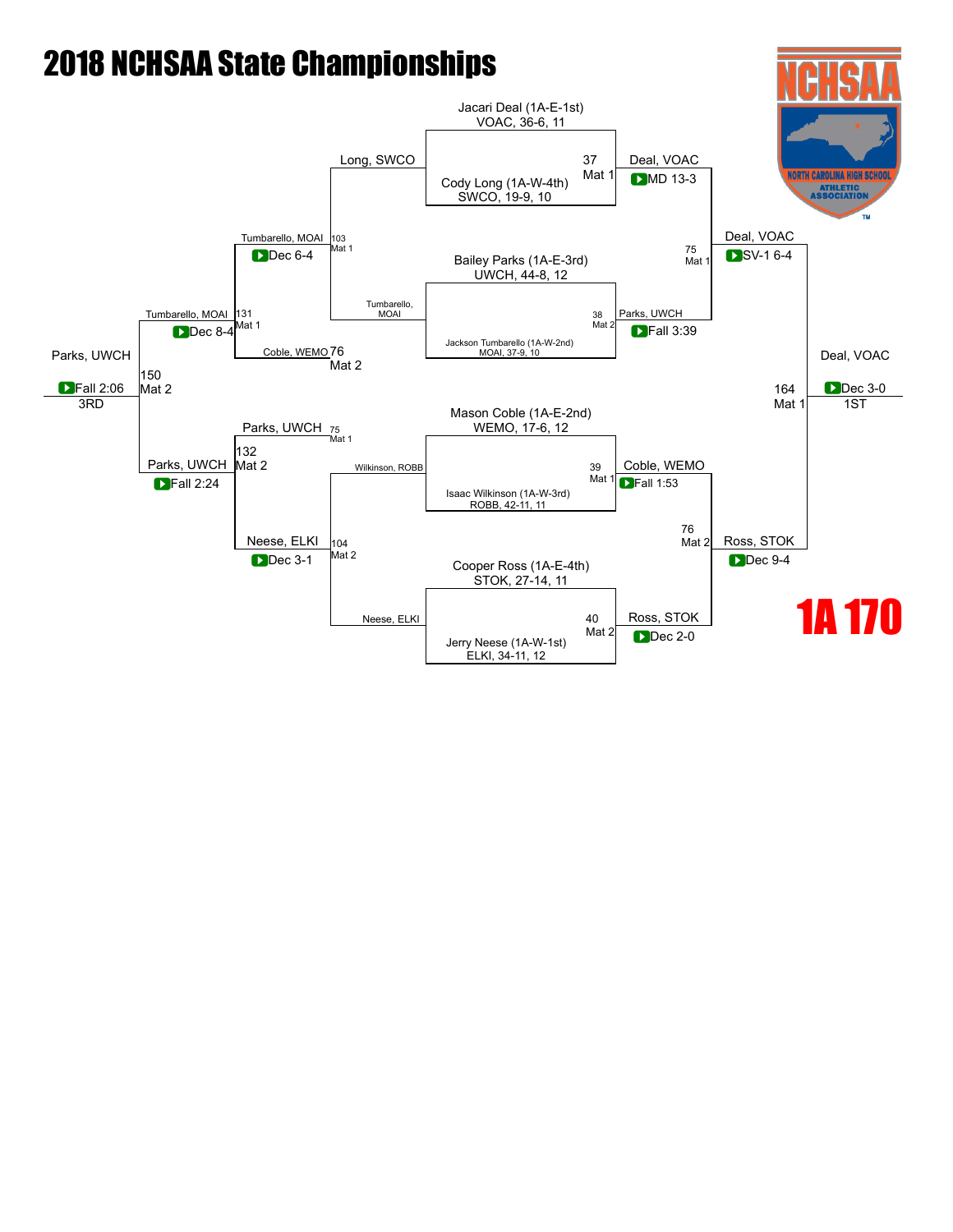# 2018 NCHSAA State Championships

## 1A 170

### Championship Bracket

**Quarterfinals**

- Jacari Deal (1A-E-1st) VOAC, 36-6, 11 vs. Cody Long (1A-W-4th) SWCO, 19-9, 10 — Bout 37, Mat 1 — Deal, VOAC, MD 13-3
- Bailey Parks (1A-E-3rd) UWCH, 44-8, 12 vs. Jackson Tumbarello (1A-W-2nd) MOAI, 37-9, 10 — Bout 38, Mat 2 — Parks, UWCH, Fall 3:39
- Mason Coble (1A-E-2nd) WEMO, 17-6, 12 vs. Isaac Wilkinson (1A-W-3rd) ROBB, 42-11, 11 — Bout 39, Mat 1 — Coble, WEMO, Fall 1:53
- Cooper Ross (1A-E-4th) STOK, 27-14, 11 vs. Jerry Neese (1A-W-1st) ELKI, 34-11, 12 — Bout 40, Mat 2 — Ross, STOK, Dec 2-0

**Semifinals**

- Deal, VOAC vs. Parks, UWCH — Bout 75, Mat 1 — Deal, VOAC, SV-1 6-4
- Coble, WEMO vs. Ross, STOK — Bout 76, Mat 2 — Ross, STOK, Dec 9-4

**Final**

- Deal, VOAC vs. Ross, STOK — Bout 164, Mat 1 — Deal, VOAC, Dec 3-0 — **1ST**

### Consolation Bracket

**Consolation Round 1**

- Long, SWCO vs. Tumbarello, MOAI — Bout 103, Mat 1 — Tumbarello, MOAI, Dec 6-4
- Wilkinson, ROBB vs. Neese, ELKI — Bout 104, Mat 2 — Neese, ELKI, Dec 3-1

**Consolation Round 2**

- Tumbarello, MOAI vs. Coble, WEMO — Bout 131, Mat 1 — Tumbarello, MOAI, Dec 8-4
- Parks, UWCH vs. Neese, ELKI — Bout 132, Mat 2 — Parks, UWCH, Fall 2:24

**3rd Place**

- Tumbarello, MOAI vs. Parks, UWCH — Bout 150, Mat 2 — Parks, UWCH, Fall 2:06 — **3RD**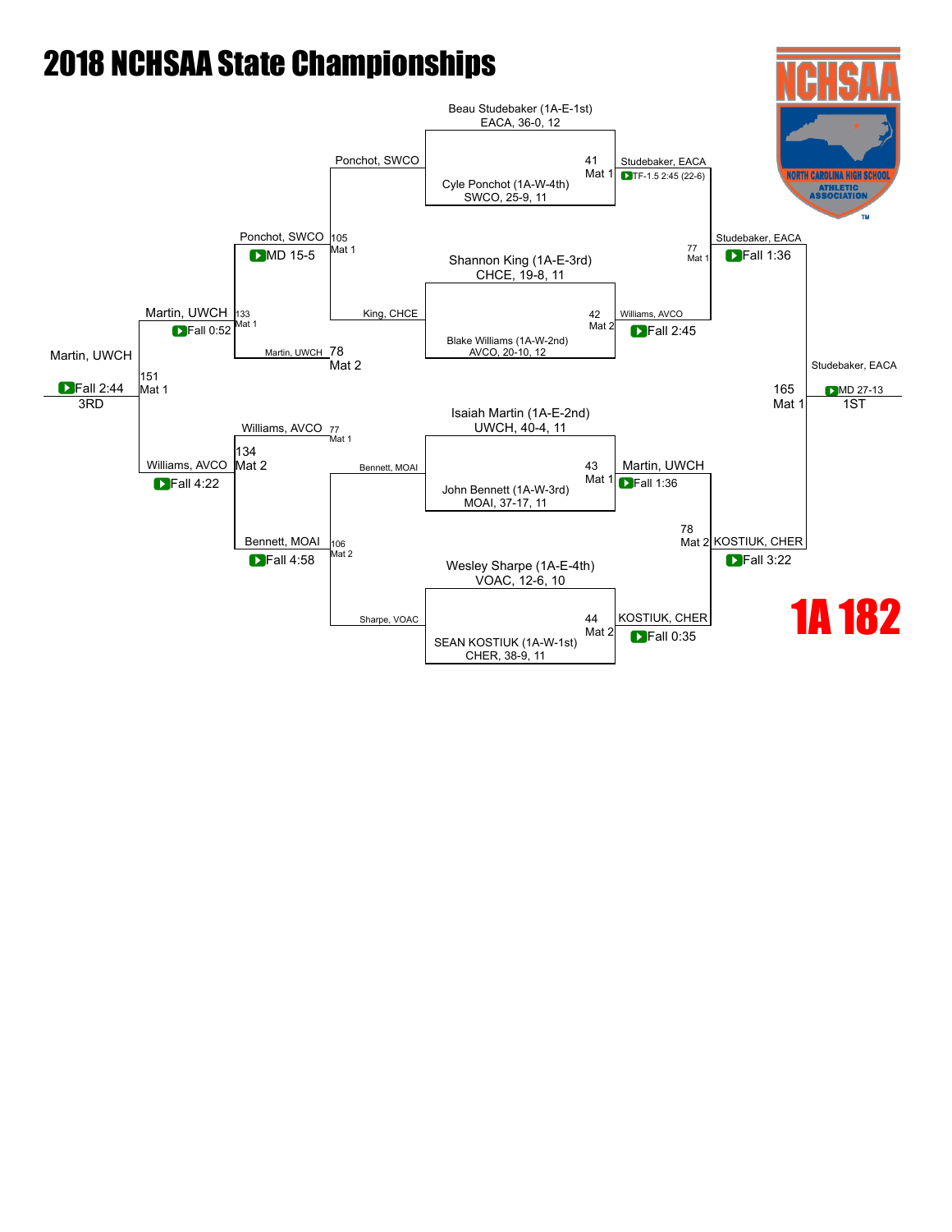# 2018 NCHSAA State Championships

## 1A 182

### Championship Bracket

**Top half**

| Wrestler | Details |
|---|---|
| Beau Studebaker (1A-E-1st) | EACA, 36-0, 12 |
| Cyle Ponchot (1A-W-4th) | SWCO, 25-9, 11 |
| Shannon King (1A-E-3rd) | CHCE, 19-8, 11 |
| Blake Williams (1A-W-2nd) | AVCO, 20-10, 12 |

- Match 41, Mat 1: Studebaker, EACA — TF-1.5 2:45 (22-6)
- Match 42, Mat 2: Williams, AVCO — Fall 2:45
- Match 77, Mat 1: Studebaker, EACA — Fall 1:36

**Bottom half**

| Wrestler | Details |
|---|---|
| Isaiah Martin (1A-E-2nd) | UWCH, 40-4, 11 |
| John Bennett (1A-W-3rd) | MOAI, 37-17, 11 |
| Wesley Sharpe (1A-E-4th) | VOAC, 12-6, 10 |
| SEAN KOSTIUK (1A-W-1st) | CHER, 38-9, 11 |

- Match 43, Mat 1: Martin, UWCH — Fall 1:36
- Match 44, Mat 2: KOSTIUK, CHER — Fall 0:35
- Match 78, Mat 2: KOSTIUK, CHER — Fall 3:22

**Final**

- Match 165, Mat 1: Studebaker, EACA — MD 27-13 — 1ST

### Consolation Bracket

- Match 105, Mat 1: Ponchot, SWCO vs King, CHCE — Ponchot, SWCO — MD 15-5
- Match 106, Mat 2: Bennett, MOAI vs Sharpe, VOAC — Bennett, MOAI — Fall 4:58
- Match 133, Mat 1: Ponchot, SWCO vs Martin, UWCH (78, Mat 2) — Martin, UWCH — Fall 0:52
- Match 134, Mat 2: Williams, AVCO (77, Mat 1) vs Bennett, MOAI — Williams, AVCO — Fall 4:22
- Match 151, Mat 1: Martin, UWCH vs Williams, AVCO — Martin, UWCH — Fall 2:44 — 3RD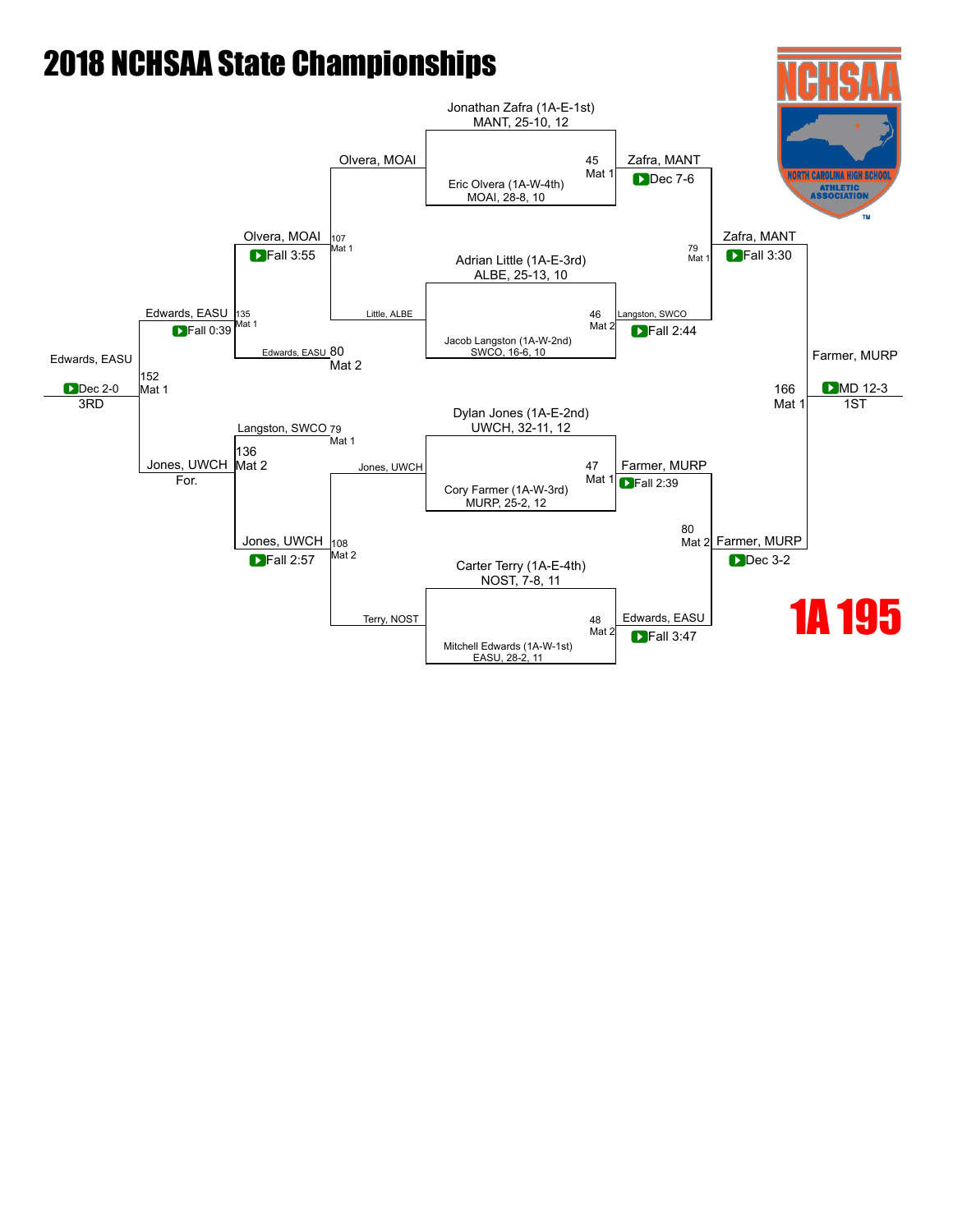# 2018 NCHSAA State Championships

## 1A 195

### Championship Bracket

**Match 45 (Mat 1):** Jonathan Zafra (1A-E-1st), MANT, 25-10, 12 vs. Eric Olvera (1A-W-4th), MOAI, 28-8, 10 — Winner: Zafra, MANT (Dec 7-6)

**Match 46 (Mat 2):** Adrian Little (1A-E-3rd), ALBE, 25-13, 10 vs. Jacob Langston (1A-W-2nd), SWCO, 16-6, 10 — Winner: Langston, SWCO (Fall 2:44)

**Match 47 (Mat 1):** Dylan Jones (1A-E-2nd), UWCH, 32-11, 12 vs. Cory Farmer (1A-W-3rd), MURP, 25-2, 12 — Winner: Farmer, MURP (Fall 2:39)

**Match 48 (Mat 2):** Carter Terry (1A-E-4th), NOST, 7-8, 11 vs. Mitchell Edwards (1A-W-1st), EASU, 28-2, 11 — Winner: Edwards, EASU (Fall 3:47)

**Match 79 (Mat 1):** Zafra, MANT vs. Langston, SWCO — Winner: Zafra, MANT (Fall 3:30)

**Match 80 (Mat 2):** Farmer, MURP vs. Edwards, EASU — Winner: Farmer, MURP (Dec 3-2)

**Match 166 (Mat 1):** Zafra, MANT vs. Farmer, MURP — Winner: Farmer, MURP (MD 12-3) — 1ST

### Consolation Bracket

**Match 107 (Mat 1):** Olvera, MOAI vs. Little, ALBE — Winner: Olvera, MOAI (Fall 3:55)

**Match 108 (Mat 2):** Jones, UWCH vs. Terry, NOST — Winner: Jones, UWCH (Fall 2:57)

**Match 135 (Mat 1):** Olvera, MOAI vs. Edwards, EASU (loser of 80, Mat 2) — Winner: Edwards, EASU (Fall 0:39)

**Match 136 (Mat 2):** Langston, SWCO (loser of 79, Mat 1) vs. Jones, UWCH — Winner: Jones, UWCH

**Match 152 (Mat 1):** Edwards, EASU vs. Jones, UWCH — Winner: Edwards, EASU (Dec 2-0) — 3RD; Jones, UWCH — For.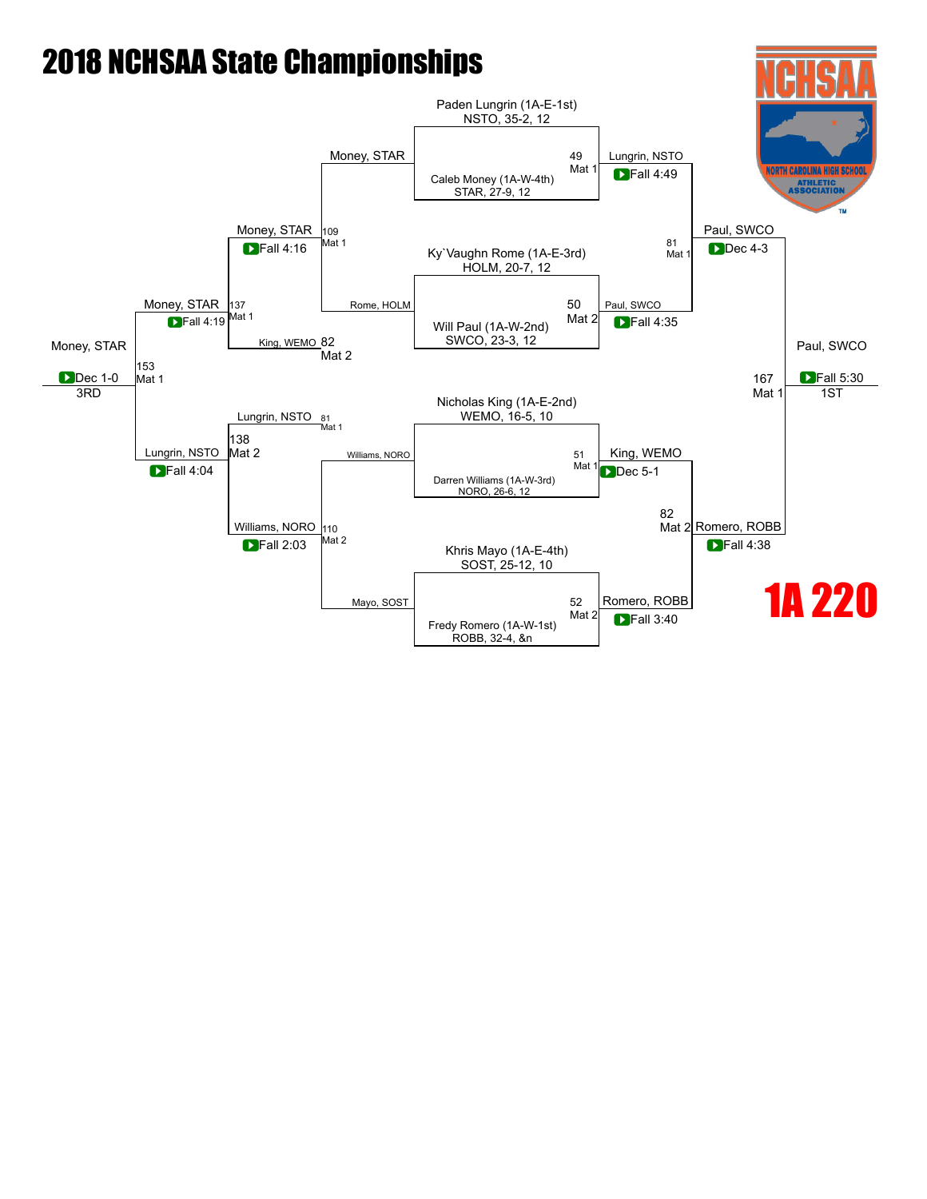# 2018 NCHSAA State Championships

## 1A 220

### Championship Bracket

**Match 49 (Mat 1):** Paden Lungrin (1A-E-1st) NSTO, 35-2, 12 vs. Caleb Money (1A-W-4th) STAR, 27-9, 12 — Winner: Lungrin, NSTO — Fall 4:49

**Match 50 (Mat 2):** Ky`Vaughn Rome (1A-E-3rd) HOLM, 20-7, 12 vs. Will Paul (1A-W-2nd) SWCO, 23-3, 12 — Winner: Paul, SWCO — Fall 4:35

**Match 51 (Mat 1):** Nicholas King (1A-E-2nd) WEMO, 16-5, 10 vs. Darren Williams (1A-W-3rd) NORO, 26-6, 12 — Winner: King, WEMO — Dec 5-1

**Match 52 (Mat 2):** Khris Mayo (1A-E-4th) SOST, 25-12, 10 vs. Fredy Romero (1A-W-1st) ROBB, 32-4, &n — Winner: Romero, ROBB — Fall 3:40

**Match 81 (Mat 1):** Lungrin, NSTO vs. Paul, SWCO — Winner: Paul, SWCO — Dec 4-3

**Match 82 (Mat 2):** King, WEMO vs. Romero, ROBB — Winner: Romero, ROBB — Fall 4:38

**Match 167 (Mat 1) — 1ST:** Paul, SWCO vs. Romero, ROBB — Winner: Paul, SWCO — Fall 5:30

### Consolation Bracket

**Match 109 (Mat 1):** Money, STAR vs. Rome, HOLM — Winner: Money, STAR — Fall 4:16

**Match 110 (Mat 2):** Williams, NORO vs. Mayo, SOST — Winner: Williams, NORO — Fall 2:03

**Match 137 (Mat 1):** Money, STAR vs. King, WEMO (82, Mat 2) — Winner: Money, STAR — Fall 4:19

**Match 138 (Mat 2):** Lungrin, NSTO (81, Mat 1) vs. Williams, NORO — Winner: Lungrin, NSTO — Fall 4:04

**Match 153 (Mat 1) — 3RD:** Money, STAR vs. Lungrin, NSTO — Winner: Money, STAR — Dec 1-0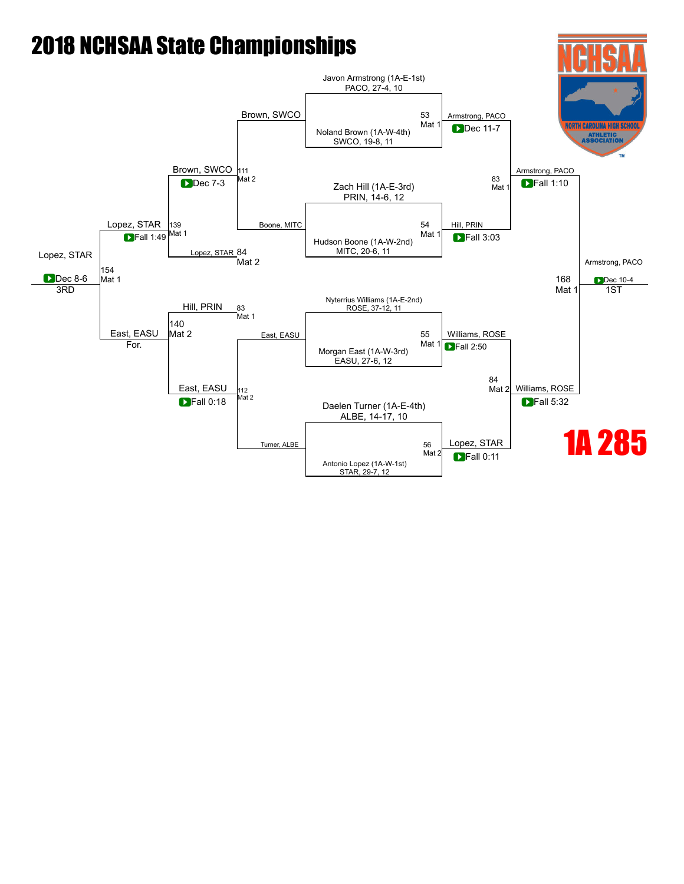# 2018 NCHSAA State Championships

**1A 285**

Javon Armstrong (1A-E-1st)
PACO, 27-4, 10

Noland Brown (1A-W-4th)
SWCO, 19-8, 11

53
Mat 1

Armstrong, PACO
Dec 11-7

Zach Hill (1A-E-3rd)
PRIN, 14-6, 12

Hudson Boone (1A-W-2nd)
MITC, 20-6, 11

54
Mat 1

Hill, PRIN
Fall 3:03

83
Mat 1

Armstrong, PACO
Fall 1:10

Nyterrius Williams (1A-E-2nd)
ROSE, 37-12, 11

Morgan East (1A-W-3rd)
EASU, 27-6, 12

55
Mat 1

Williams, ROSE
Fall 2:50

Daelen Turner (1A-E-4th)
ALBE, 14-17, 10

Antonio Lopez (1A-W-1st)
STAR, 29-7, 12

56
Mat 2

Lopez, STAR
Fall 0:11

84
Mat 2

Williams, ROSE
Fall 5:32

168
Mat 1

Armstrong, PACO
Dec 10-4
1ST

Brown, SWCO
Boone, MITC

111
Mat 2

Brown, SWCO
Dec 7-3

Lopez, STAR
84
Mat 2

139
Mat 1

Lopez, STAR
Fall 1:49

Hill, PRIN
83
Mat 1

East, EASU
Turner, ALBE

112
Mat 2

East, EASU
Fall 0:18

140
Mat 2

East, EASU
For.

154
Mat 1

Lopez, STAR
Dec 8-6
3RD